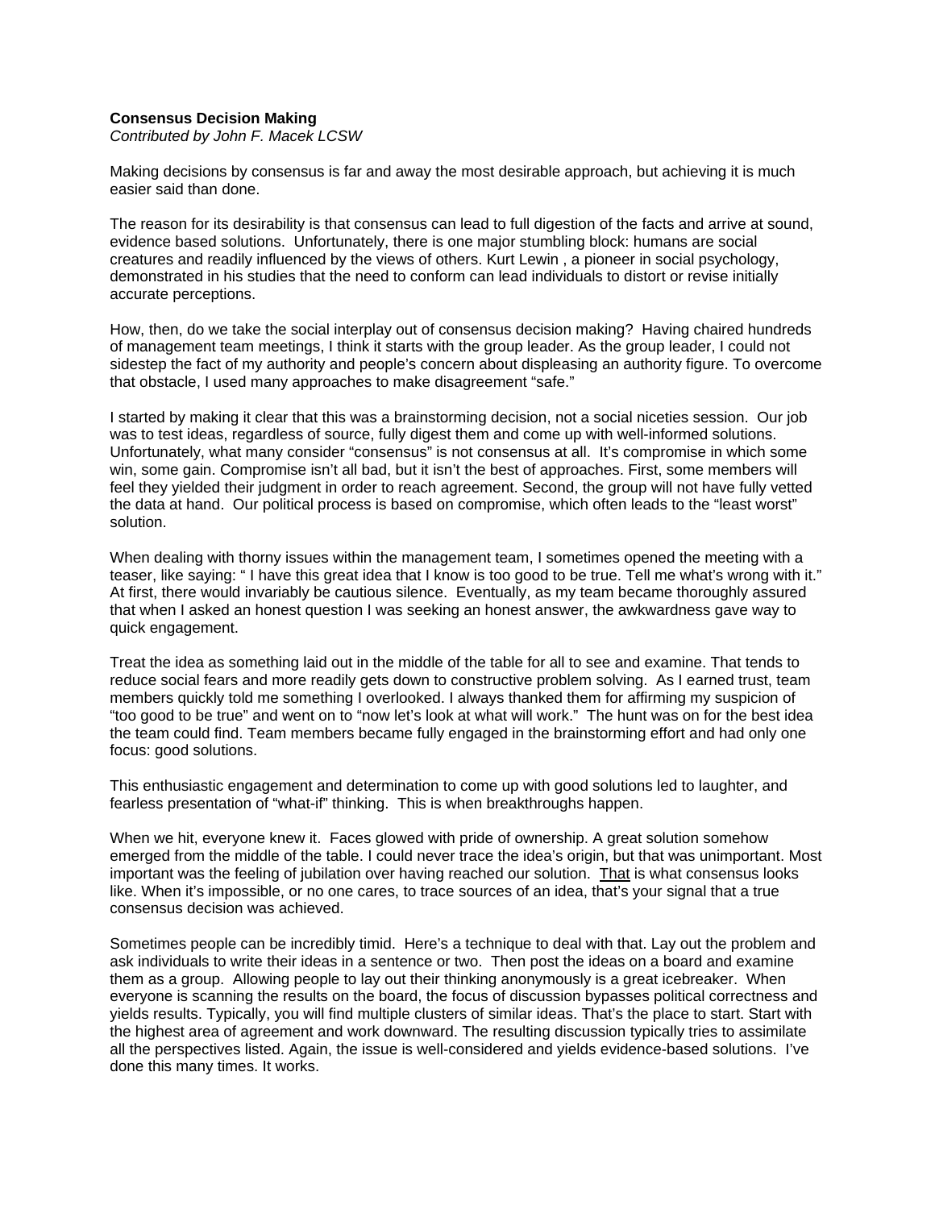**Consensus Decision Making**
*Contributed by John F. Macek LCSW*

Making decisions by consensus is far and away the most desirable approach, but achieving it is much easier said than done.

The reason for its desirability is that consensus can lead to full digestion of the facts and arrive at sound, evidence based solutions. Unfortunately, there is one major stumbling block: humans are social creatures and readily influenced by the views of others. Kurt Lewin , a pioneer in social psychology, demonstrated in his studies that the need to conform can lead individuals to distort or revise initially accurate perceptions.

How, then, do we take the social interplay out of consensus decision making? Having chaired hundreds of management team meetings, I think it starts with the group leader. As the group leader, I could not sidestep the fact of my authority and people's concern about displeasing an authority figure. To overcome that obstacle, I used many approaches to make disagreement "safe."

I started by making it clear that this was a brainstorming decision, not a social niceties session. Our job was to test ideas, regardless of source, fully digest them and come up with well-informed solutions. Unfortunately, what many consider "consensus" is not consensus at all. It's compromise in which some win, some gain. Compromise isn't all bad, but it isn't the best of approaches. First, some members will feel they yielded their judgment in order to reach agreement. Second, the group will not have fully vetted the data at hand. Our political process is based on compromise, which often leads to the "least worst" solution.

When dealing with thorny issues within the management team, I sometimes opened the meeting with a teaser, like saying: " I have this great idea that I know is too good to be true. Tell me what's wrong with it." At first, there would invariably be cautious silence. Eventually, as my team became thoroughly assured that when I asked an honest question I was seeking an honest answer, the awkwardness gave way to quick engagement.

Treat the idea as something laid out in the middle of the table for all to see and examine. That tends to reduce social fears and more readily gets down to constructive problem solving. As I earned trust, team members quickly told me something I overlooked. I always thanked them for affirming my suspicion of "too good to be true" and went on to "now let's look at what will work." The hunt was on for the best idea the team could find. Team members became fully engaged in the brainstorming effort and had only one focus: good solutions.

This enthusiastic engagement and determination to come up with good solutions led to laughter, and fearless presentation of "what-if" thinking. This is when breakthroughs happen.

When we hit, everyone knew it. Faces glowed with pride of ownership. A great solution somehow emerged from the middle of the table. I could never trace the idea's origin, but that was unimportant. Most important was the feeling of jubilation over having reached our solution. <u>That</u> is what consensus looks like. When it's impossible, or no one cares, to trace sources of an idea, that's your signal that a true consensus decision was achieved.

Sometimes people can be incredibly timid. Here's a technique to deal with that. Lay out the problem and ask individuals to write their ideas in a sentence or two. Then post the ideas on a board and examine them as a group. Allowing people to lay out their thinking anonymously is a great icebreaker. When everyone is scanning the results on the board, the focus of discussion bypasses political correctness and yields results. Typically, you will find multiple clusters of similar ideas. That's the place to start. Start with the highest area of agreement and work downward. The resulting discussion typically tries to assimilate all the perspectives listed. Again, the issue is well-considered and yields evidence-based solutions. I've done this many times. It works.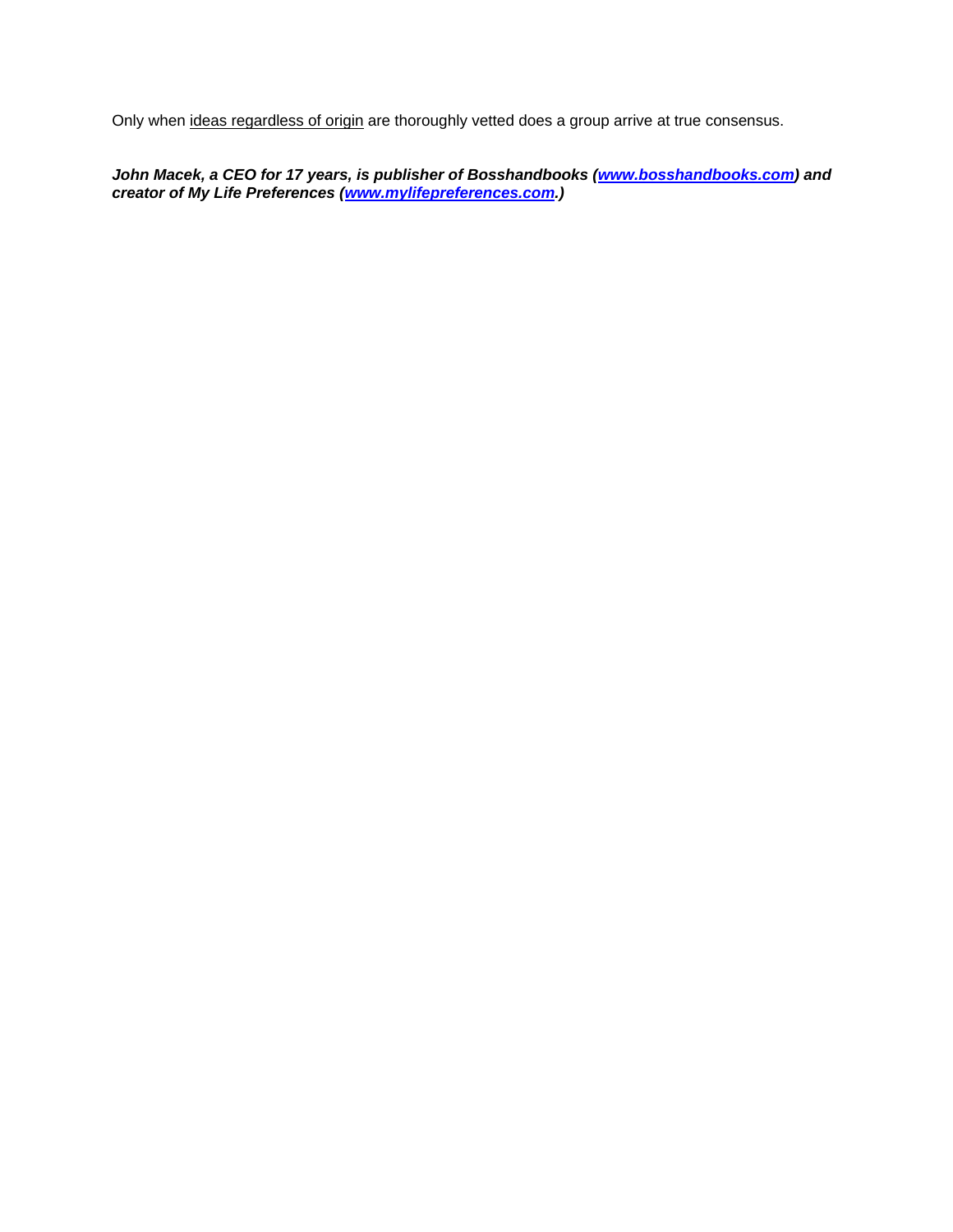Only when <u>ideas regardless of origin</u> are thoroughly vetted does a group arrive at true consensus.

***John Macek, a CEO for 17 years, is publisher of Bosshandbooks ([www.bosshandbooks.com](http://www.bosshandbooks.com)) and creator of My Life Preferences ([www.mylifepreferences.com](http://www.mylifepreferences.com).)***